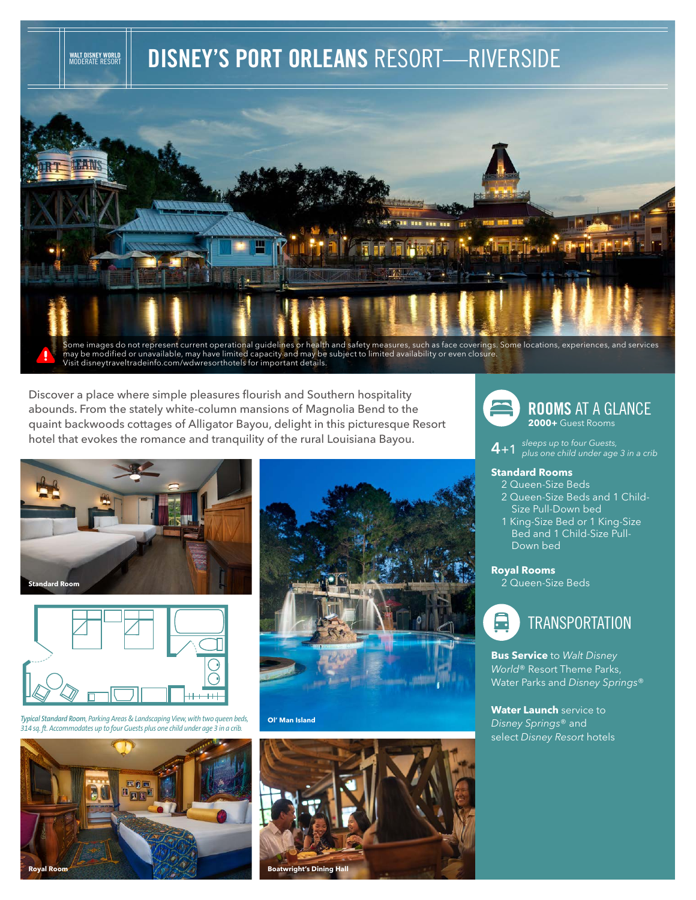WALT DISNEY WORLD
MODERATE RESORT

# DISNEY'S PORT ORLEANS RESORT—RIVERSIDE

Some images do not represent current operational guidelines or health and safety measures, such as face coverings. Some locations, experiences, and services may be modified or unavailable, may have limited capacity and may be subject to limited availability or even closure. Visit disneytraveltradeinfo.com/wdwresorthotels for important details.

Discover a place where simple pleasures flourish and Southern hospitality abounds. From the stately white-column mansions of Magnolia Bend to the quaint backwoods cottages of Alligator Bayou, delight in this picturesque Resort hotel that evokes the romance and tranquility of the rural Louisiana Bayou.

Standard Room

*Typical Standard Room, Parking Areas & Landscaping View, with two queen beds, 314 sq. ft. Accommodates up to four Guests plus one child under age 3 in a crib.*

Ol' Man Island

Royal Room

Boatwright's Dining Hall

## ROOMS AT A GLANCE

**2000+** Guest Rooms

**4**+1 *sleeps up to four Guests, plus one child under age 3 in a crib*

**Standard Rooms**

- 2 Queen-Size Beds
- 2 Queen-Size Beds and 1 Child-Size Pull-Down bed
- 1 King-Size Bed or 1 King-Size Bed and 1 Child-Size Pull-Down bed

**Royal Rooms**

- 2 Queen-Size Beds

## TRANSPORTATION

**Bus Service** to *Walt Disney World*® Resort Theme Parks, Water Parks and *Disney Springs*®

**Water Launch** service to *Disney Springs*® and select *Disney Resort* hotels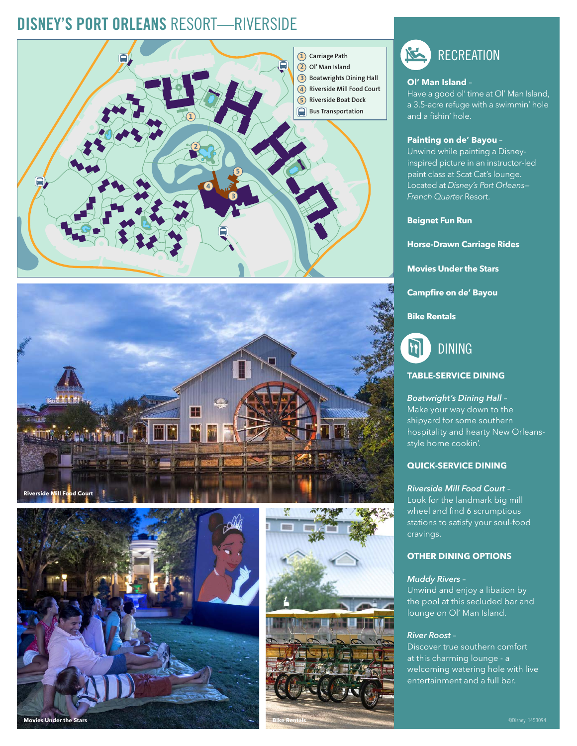# DISNEY'S PORT ORLEANS RESORT—RIVERSIDE

1. Carriage Path
2. Ol' Man Island
3. Boatwrights Dining Hall
4. Riverside Mill Food Court
5. Riverside Boat Dock

Bus Transportation

Riverside Mill Food Court

Movies Under the Stars

Bike Rentals

## RECREATION

**Ol' Man Island** –
Have a good ol' time at Ol' Man Island, a 3.5-acre refuge with a swimmin' hole and a fishin' hole.

**Painting on de' Bayou** –
Unwind while painting a Disney-inspired picture in an instructor-led paint class at Scat Cat's lounge. Located at *Disney's Port Orleans—French Quarter* Resort.

**Beignet Fun Run**

**Horse-Drawn Carriage Rides**

**Movies Under the Stars**

**Campfire on de' Bayou**

**Bike Rentals**

## DINING

### TABLE-SERVICE DINING

***Boatwright's Dining Hall*** –
Make your way down to the shipyard for some southern hospitality and hearty New Orleans-style home cookin'.

### QUICK-SERVICE DINING

***Riverside Mill Food Court*** –
Look for the landmark big mill wheel and find 6 scrumptious stations to satisfy your soul-food cravings.

### OTHER DINING OPTIONS

***Muddy Rivers*** –
Unwind and enjoy a libation by the pool at this secluded bar and lounge on Ol' Man Island.

***River Roost*** –
Discover true southern comfort at this charming lounge - a welcoming watering hole with live entertainment and a full bar.

©Disney 1453094